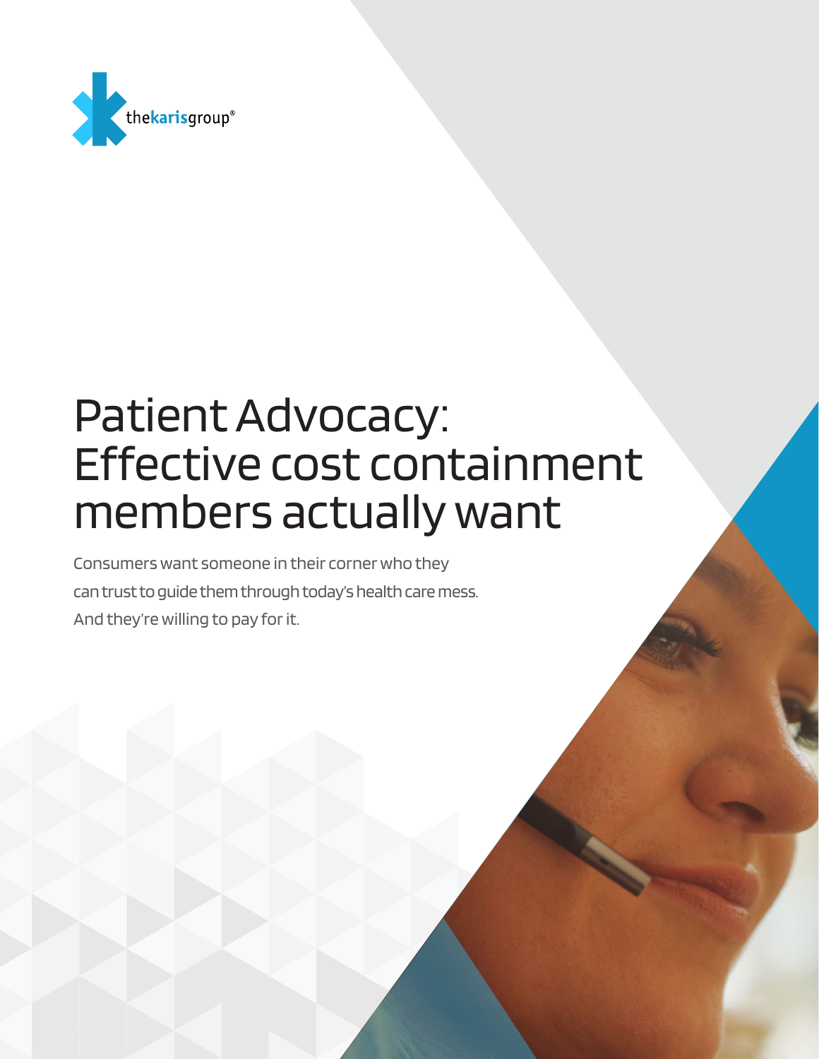thekarisgroup®

# Patient Advocacy: Effective cost containment members actually want

Consumers want someone in their corner who they can trust to guide them through today's health care mess. And they're willing to pay for it.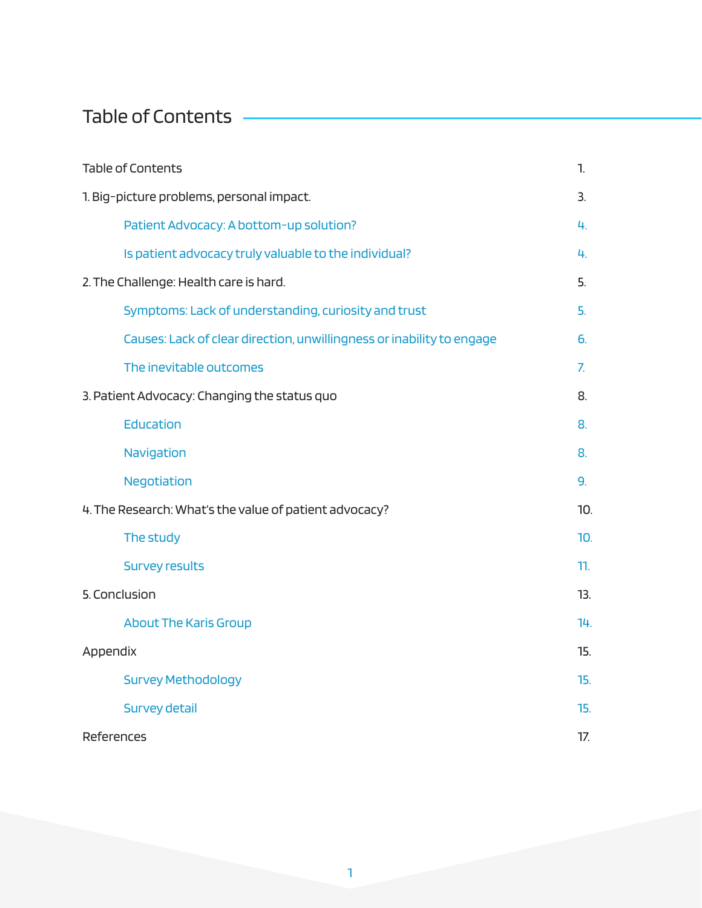## Table of Contents

| | |
|---|---|
| Table of Contents | 1. |
| 1. Big-picture problems, personal impact. | 3. |
| Patient Advocacy: A bottom-up solution? | 4. |
| Is patient advocacy truly valuable to the individual? | 4. |
| 2. The Challenge: Health care is hard. | 5. |
| Symptoms: Lack of understanding, curiosity and trust | 5. |
| Causes: Lack of clear direction, unwillingness or inability to engage | 6. |
| The inevitable outcomes | 7. |
| 3. Patient Advocacy: Changing the status quo | 8. |
| Education | 8. |
| Navigation | 8. |
| Negotiation | 9. |
| 4. The Research: What's the value of patient advocacy? | 10. |
| The study | 10. |
| Survey results | 11. |
| 5. Conclusion | 13. |
| About The Karis Group | 14. |
| Appendix | 15. |
| Survey Methodology | 15. |
| Survey detail | 15. |
| References | 17. |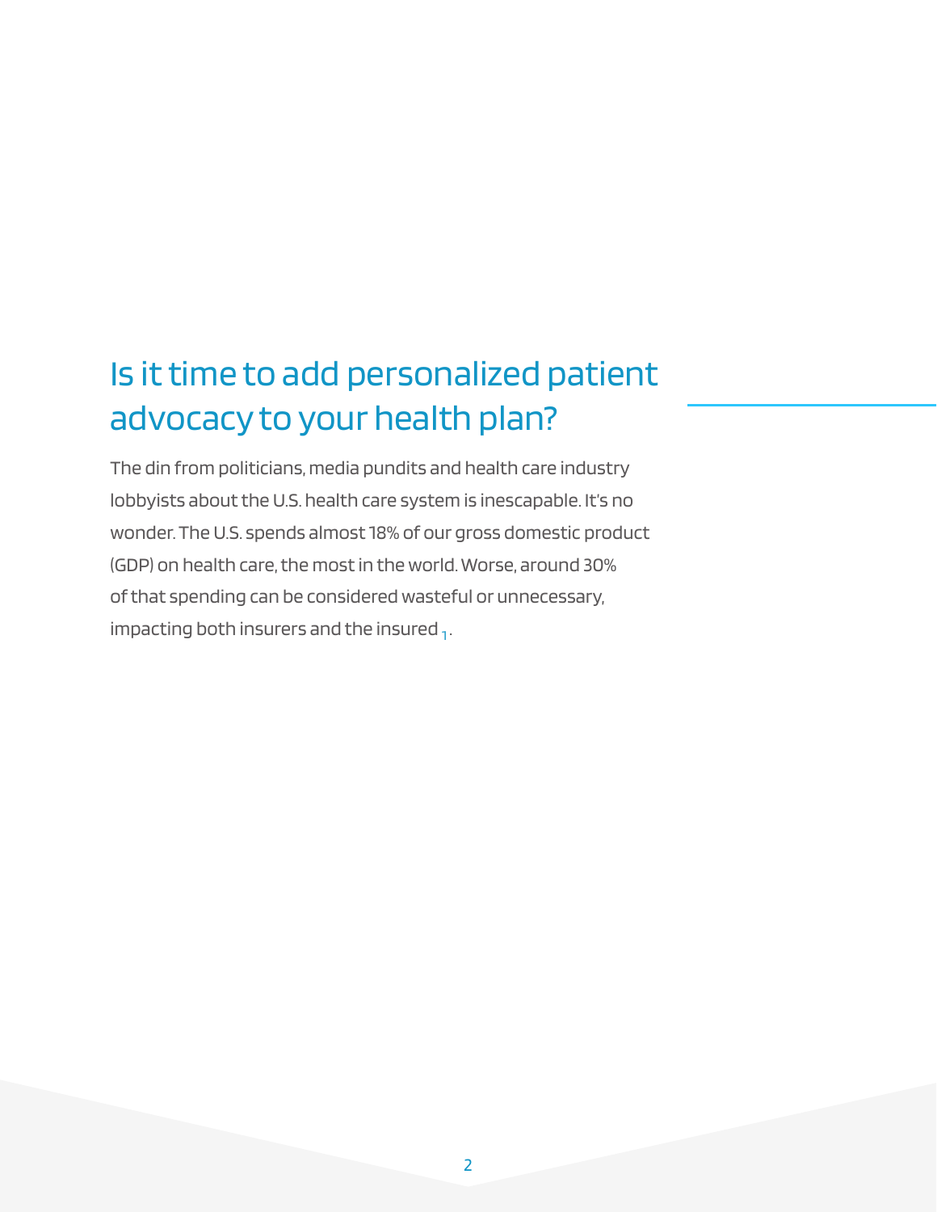# Is it time to add personalized patient advocacy to your health plan?

The din from politicians, media pundits and health care industry lobbyists about the U.S. health care system is inescapable. It's no wonder. The U.S. spends almost 18% of our gross domestic product (GDP) on health care, the most in the world. Worse, around 30% of that spending can be considered wasteful or unnecessary, impacting both insurers and the insured [1].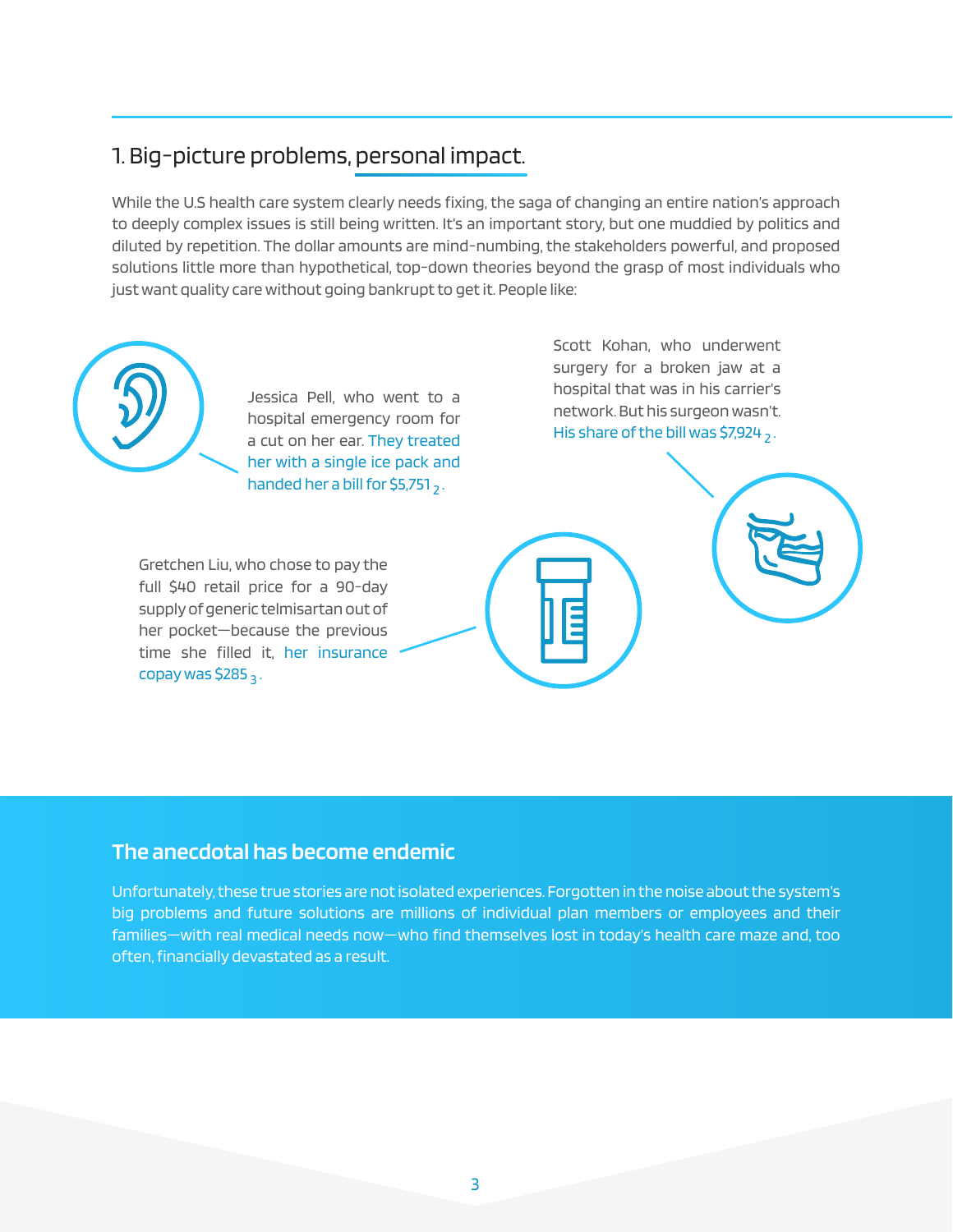## 1. Big-picture problems, personal impact.

While the U.S health care system clearly needs fixing, the saga of changing an entire nation's approach to deeply complex issues is still being written. It's an important story, but one muddied by politics and diluted by repetition. The dollar amounts are mind-numbing, the stakeholders powerful, and proposed solutions little more than hypothetical, top-down theories beyond the grasp of most individuals who just want quality care without going bankrupt to get it. People like:

Jessica Pell, who went to a hospital emergency room for a cut on her ear. They treated her with a single ice pack and handed her a bill for $5,751 [2].

Scott Kohan, who underwent surgery for a broken jaw at a hospital that was in his carrier's network. But his surgeon wasn't. His share of the bill was $7,924 [2].

Gretchen Liu, who chose to pay the full $40 retail price for a 90-day supply of generic telmisartan out of her pocket—because the previous time she filled it, her insurance copay was $285 [3].

### The anecdotal has become endemic

Unfortunately, these true stories are not isolated experiences. Forgotten in the noise about the system's big problems and future solutions are millions of individual plan members or employees and their families—with real medical needs now—who find themselves lost in today's health care maze and, too often, financially devastated as a result.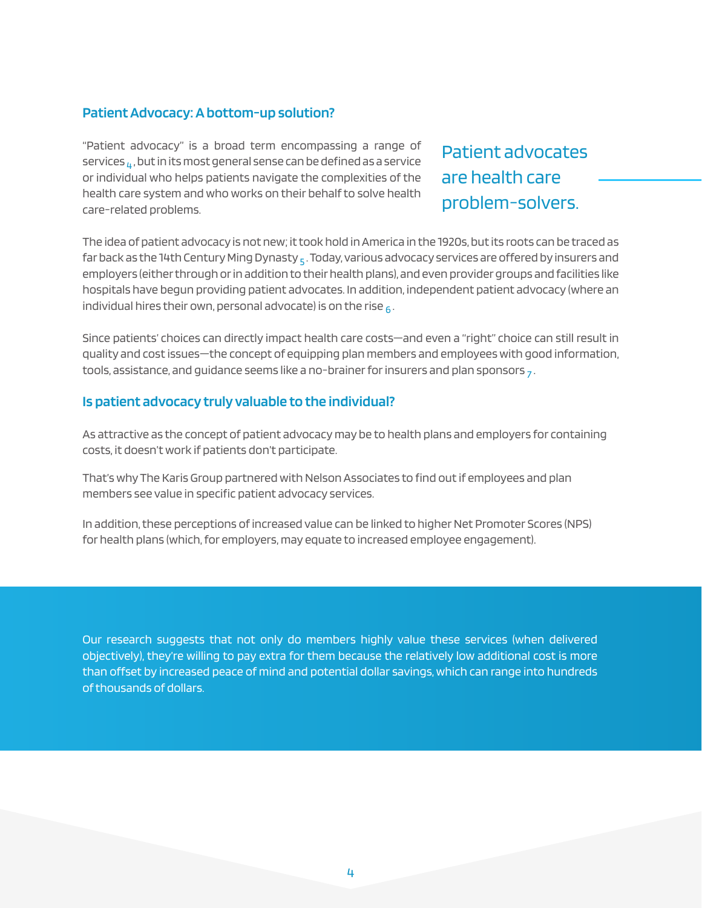## Patient Advocacy: A bottom-up solution?

"Patient advocacy" is a broad term encompassing a range of services [4], but in its most general sense can be defined as a service or individual who helps patients navigate the complexities of the health care system and who works on their behalf to solve health care-related problems.

Patient advocates are health care problem-solvers.

The idea of patient advocacy is not new; it took hold in America in the 1920s, but its roots can be traced as far back as the 14th Century Ming Dynasty [5]. Today, various advocacy services are offered by insurers and employers (either through or in addition to their health plans), and even provider groups and facilities like hospitals have begun providing patient advocates. In addition, independent patient advocacy (where an individual hires their own, personal advocate) is on the rise [6].

Since patients' choices can directly impact health care costs—and even a "right" choice can still result in quality and cost issues—the concept of equipping plan members and employees with good information, tools, assistance, and guidance seems like a no-brainer for insurers and plan sponsors [7].

## Is patient advocacy truly valuable to the individual?

As attractive as the concept of patient advocacy may be to health plans and employers for containing costs, it doesn't work if patients don't participate.

That's why The Karis Group partnered with Nelson Associates to find out if employees and plan members see value in specific patient advocacy services.

In addition, these perceptions of increased value can be linked to higher Net Promoter Scores (NPS) for health plans (which, for employers, may equate to increased employee engagement).

Our research suggests that not only do members highly value these services (when delivered objectively), they're willing to pay extra for them because the relatively low additional cost is more than offset by increased peace of mind and potential dollar savings, which can range into hundreds of thousands of dollars.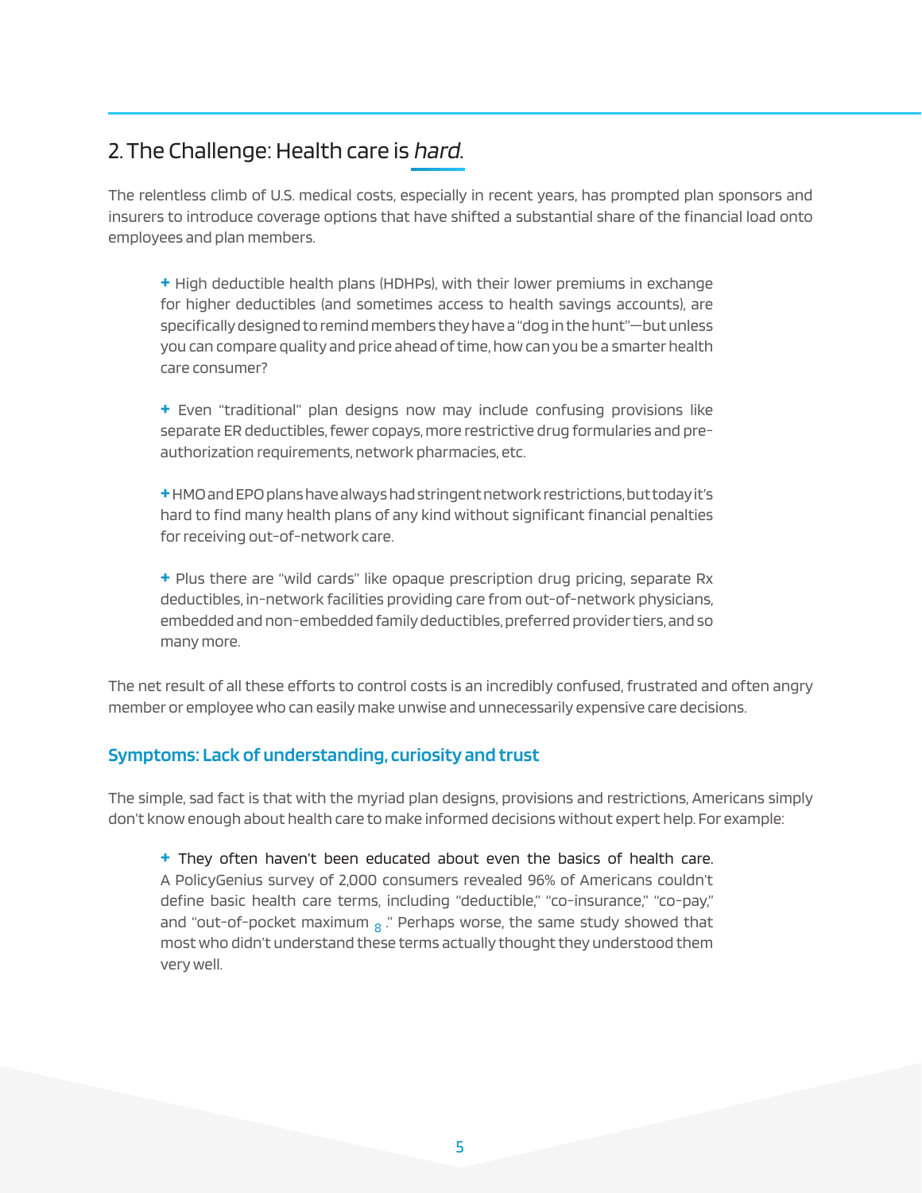## 2. The Challenge: Health care is *hard*.

The relentless climb of U.S. medical costs, especially in recent years, has prompted plan sponsors and insurers to introduce coverage options that have shifted a substantial share of the financial load onto employees and plan members.

- High deductible health plans (HDHPs), with their lower premiums in exchange for higher deductibles (and sometimes access to health savings accounts), are specifically designed to remind members they have a "dog in the hunt"—but unless you can compare quality and price ahead of time, how can you be a smarter health care consumer?

- Even "traditional" plan designs now may include confusing provisions like separate ER deductibles, fewer copays, more restrictive drug formularies and pre-authorization requirements, network pharmacies, etc.

- HMO and EPO plans have always had stringent network restrictions, but today it's hard to find many health plans of any kind without significant financial penalties for receiving out-of-network care.

- Plus there are "wild cards" like opaque prescription drug pricing, separate Rx deductibles, in-network facilities providing care from out-of-network physicians, embedded and non-embedded family deductibles, preferred provider tiers, and so many more.

The net result of all these efforts to control costs is an incredibly confused, frustrated and often angry member or employee who can easily make unwise and unnecessarily expensive care decisions.

### Symptoms: Lack of understanding, curiosity and trust

The simple, sad fact is that with the myriad plan designs, provisions and restrictions, Americans simply don't know enough about health care to make informed decisions without expert help. For example:

- They often haven't been educated about even the basics of health care. A PolicyGenius survey of 2,000 consumers revealed 96% of Americans couldn't define basic health care terms, including "deductible," "co-insurance," "co-pay," and "out-of-pocket maximum [8]." Perhaps worse, the same study showed that most who didn't understand these terms actually thought they understood them very well.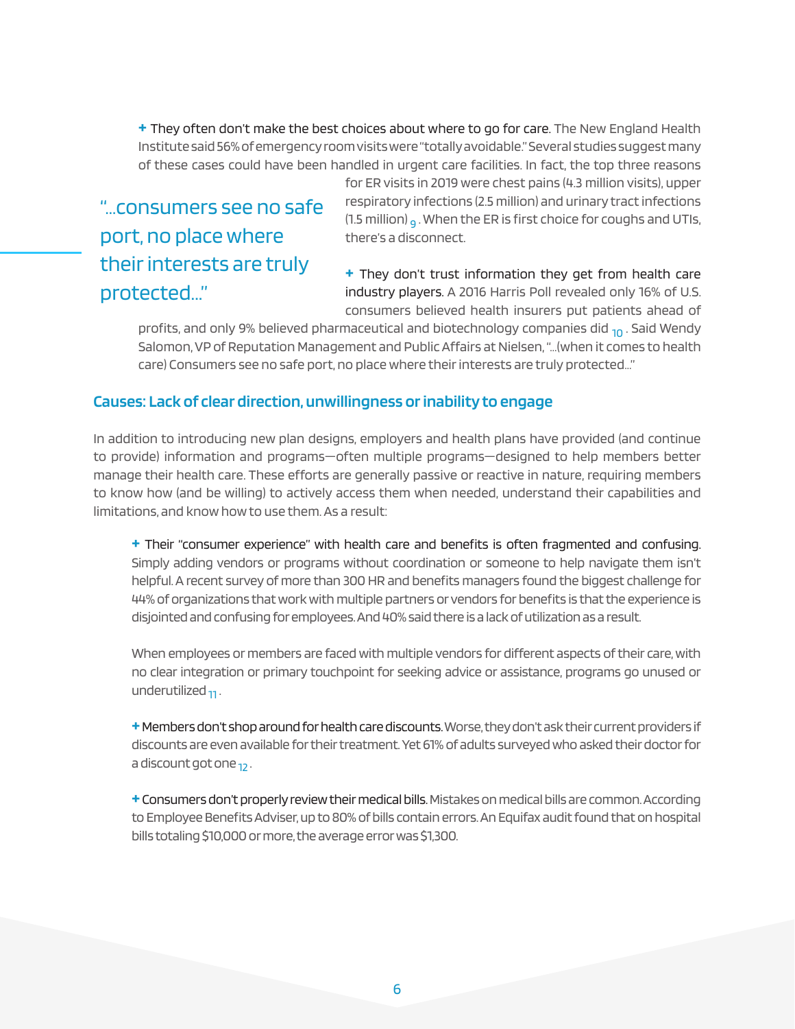+ **They often don't make the best choices about where to go for care.** The New England Health Institute said 56% of emergency room visits were "totally avoidable." Several studies suggest many of these cases could have been handled in urgent care facilities. In fact, the top three reasons for ER visits in 2019 were chest pains (4.3 million visits), upper respiratory infections (2.5 million) and urinary tract infections (1.5 million) [9]. When the ER is first choice for coughs and UTIs, there's a disconnect.

> "...consumers see no safe port, no place where their interests are truly protected..."

+ **They don't trust information they get from health care industry players.** A 2016 Harris Poll revealed only 16% of U.S. consumers believed health insurers put patients ahead of profits, and only 9% believed pharmaceutical and biotechnology companies did [10]. Said Wendy Salomon, VP of Reputation Management and Public Affairs at Nielsen, "...(when it comes to health care) Consumers see no safe port, no place where their interests are truly protected..."

## Causes: Lack of clear direction, unwillingness or inability to engage

In addition to introducing new plan designs, employers and health plans have provided (and continue to provide) information and programs—often multiple programs—designed to help members better manage their health care. These efforts are generally passive or reactive in nature, requiring members to know how (and be willing) to actively access them when needed, understand their capabilities and limitations, and know how to use them. As a result:

+ **Their "consumer experience" with health care and benefits is often fragmented and confusing.** Simply adding vendors or programs without coordination or someone to help navigate them isn't helpful. A recent survey of more than 300 HR and benefits managers found the biggest challenge for 44% of organizations that work with multiple partners or vendors for benefits is that the experience is disjointed and confusing for employees. And 40% said there is a lack of utilization as a result.

  When employees or members are faced with multiple vendors for different aspects of their care, with no clear integration or primary touchpoint for seeking advice or assistance, programs go unused or underutilized [11].

+ **Members don't shop around for health care discounts.** Worse, they don't ask their current providers if discounts are even available for their treatment. Yet 61% of adults surveyed who asked their doctor for a discount got one [12].

+ **Consumers don't properly review their medical bills.** Mistakes on medical bills are common. According to Employee Benefits Adviser, up to 80% of bills contain errors. An Equifax audit found that on hospital bills totaling $10,000 or more, the average error was $1,300.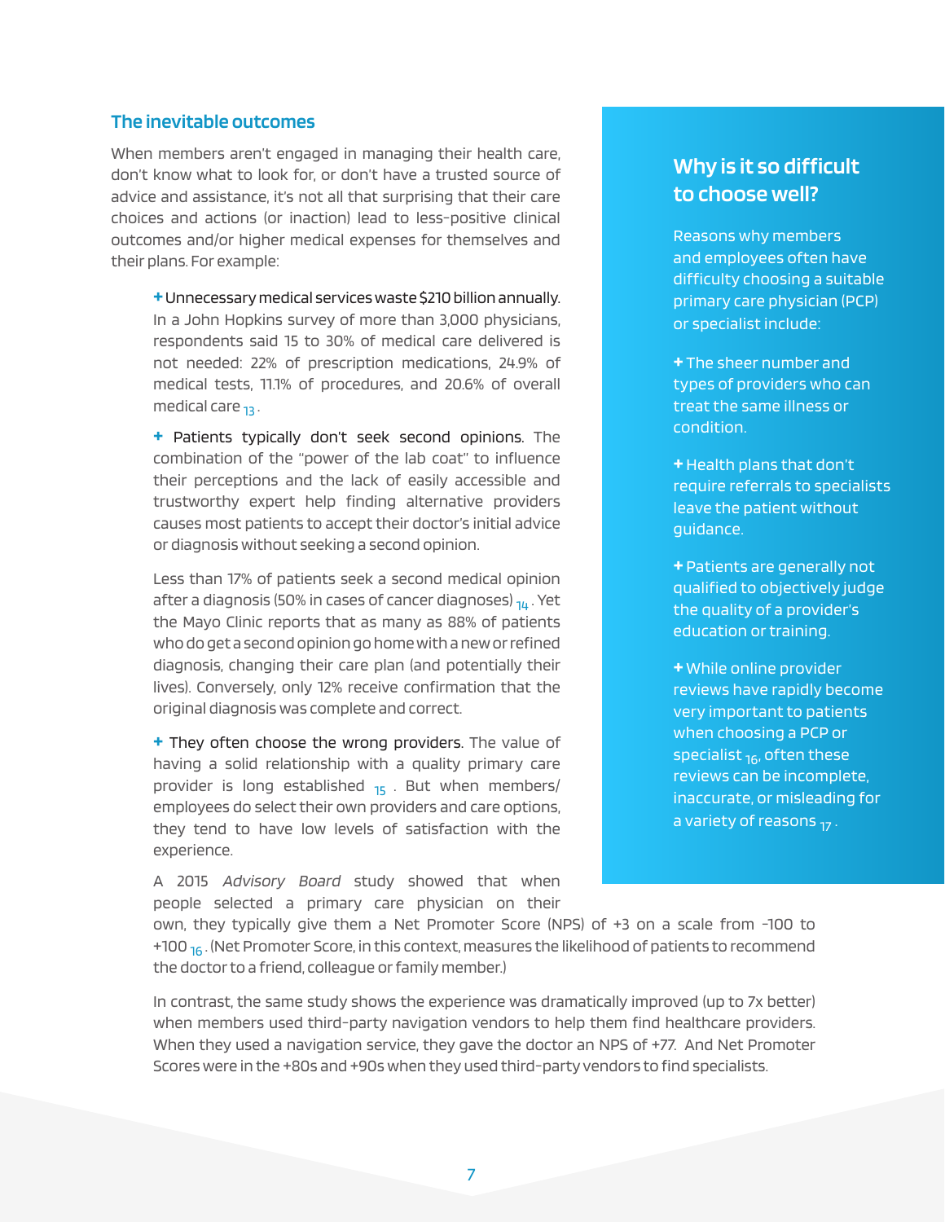## The inevitable outcomes

When members aren't engaged in managing their health care, don't know what to look for, or don't have a trusted source of advice and assistance, it's not all that surprising that their care choices and actions (or inaction) lead to less-positive clinical outcomes and/or higher medical expenses for themselves and their plans. For example:

**+** Unnecessary medical services waste $210 billion annually. In a John Hopkins survey of more than 3,000 physicians, respondents said 15 to 30% of medical care delivered is not needed: 22% of prescription medications, 24.9% of medical tests, 11.1% of procedures, and 20.6% of overall medical care [13].

**+** Patients typically don't seek second opinions. The combination of the "power of the lab coat" to influence their perceptions and the lack of easily accessible and trustworthy expert help finding alternative providers causes most patients to accept their doctor's initial advice or diagnosis without seeking a second opinion.

Less than 17% of patients seek a second medical opinion after a diagnosis (50% in cases of cancer diagnoses) [14]. Yet the Mayo Clinic reports that as many as 88% of patients who do get a second opinion go home with a new or refined diagnosis, changing their care plan (and potentially their lives). Conversely, only 12% receive confirmation that the original diagnosis was complete and correct.

**+** They often choose the wrong providers. The value of having a solid relationship with a quality primary care provider is long established [15]. But when members/employees do select their own providers and care options, they tend to have low levels of satisfaction with the experience.

A 2015 *Advisory Board* study showed that when people selected a primary care physician on their own, they typically give them a Net Promoter Score (NPS) of +3 on a scale from -100 to +100 [16]. (Net Promoter Score, in this context, measures the likelihood of patients to recommend the doctor to a friend, colleague or family member.)

In contrast, the same study shows the experience was dramatically improved (up to 7x better) when members used third-party navigation vendors to help them find healthcare providers. When they used a navigation service, they gave the doctor an NPS of +77. And Net Promoter Scores were in the +80s and +90s when they used third-party vendors to find specialists.

## Why is it so difficult to choose well?

Reasons why members and employees often have difficulty choosing a suitable primary care physician (PCP) or specialist include:

**+** The sheer number and types of providers who can treat the same illness or condition.

**+** Health plans that don't require referrals to specialists leave the patient without guidance.

**+** Patients are generally not qualified to objectively judge the quality of a provider's education or training.

**+** While online provider reviews have rapidly become very important to patients when choosing a PCP or specialist [16], often these reviews can be incomplete, inaccurate, or misleading for a variety of reasons [17].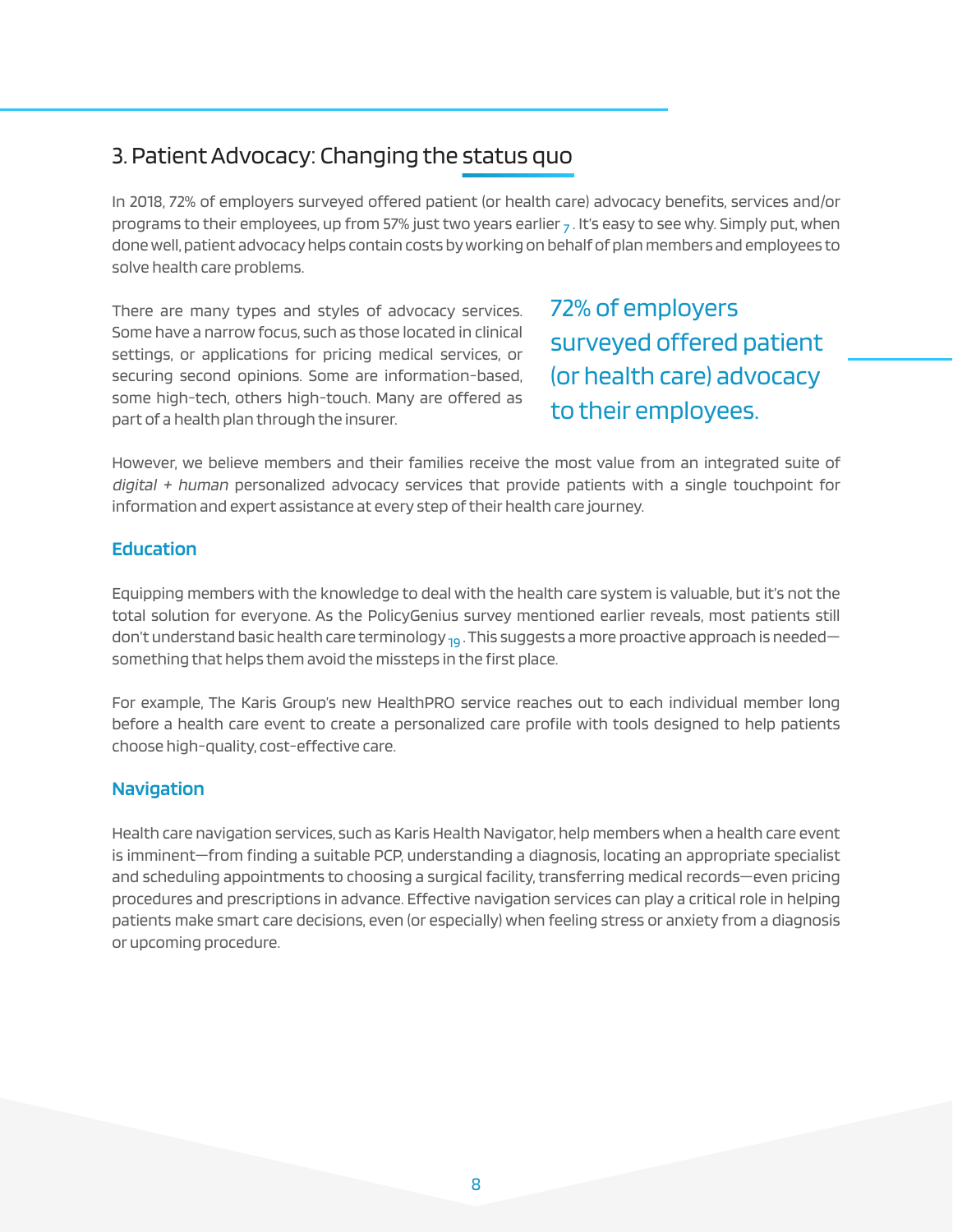## 3. Patient Advocacy: Changing the status quo

In 2018, 72% of employers surveyed offered patient (or health care) advocacy benefits, services and/or programs to their employees, up from 57% just two years earlier [7]. It's easy to see why. Simply put, when done well, patient advocacy helps contain costs by working on behalf of plan members and employees to solve health care problems.

There are many types and styles of advocacy services. Some have a narrow focus, such as those located in clinical settings, or applications for pricing medical services, or securing second opinions. Some are information-based, some high-tech, others high-touch. Many are offered as part of a health plan through the insurer.

> 72% of employers surveyed offered patient (or health care) advocacy to their employees.

However, we believe members and their families receive the most value from an integrated suite of *digital + human* personalized advocacy services that provide patients with a single touchpoint for information and expert assistance at every step of their health care journey.

### Education

Equipping members with the knowledge to deal with the health care system is valuable, but it's not the total solution for everyone. As the PolicyGenius survey mentioned earlier reveals, most patients still don't understand basic health care terminology [19]. This suggests a more proactive approach is needed—something that helps them avoid the missteps in the first place.

For example, The Karis Group's new HealthPRO service reaches out to each individual member long before a health care event to create a personalized care profile with tools designed to help patients choose high-quality, cost-effective care.

### Navigation

Health care navigation services, such as Karis Health Navigator, help members when a health care event is imminent—from finding a suitable PCP, understanding a diagnosis, locating an appropriate specialist and scheduling appointments to choosing a surgical facility, transferring medical records—even pricing procedures and prescriptions in advance. Effective navigation services can play a critical role in helping patients make smart care decisions, even (or especially) when feeling stress or anxiety from a diagnosis or upcoming procedure.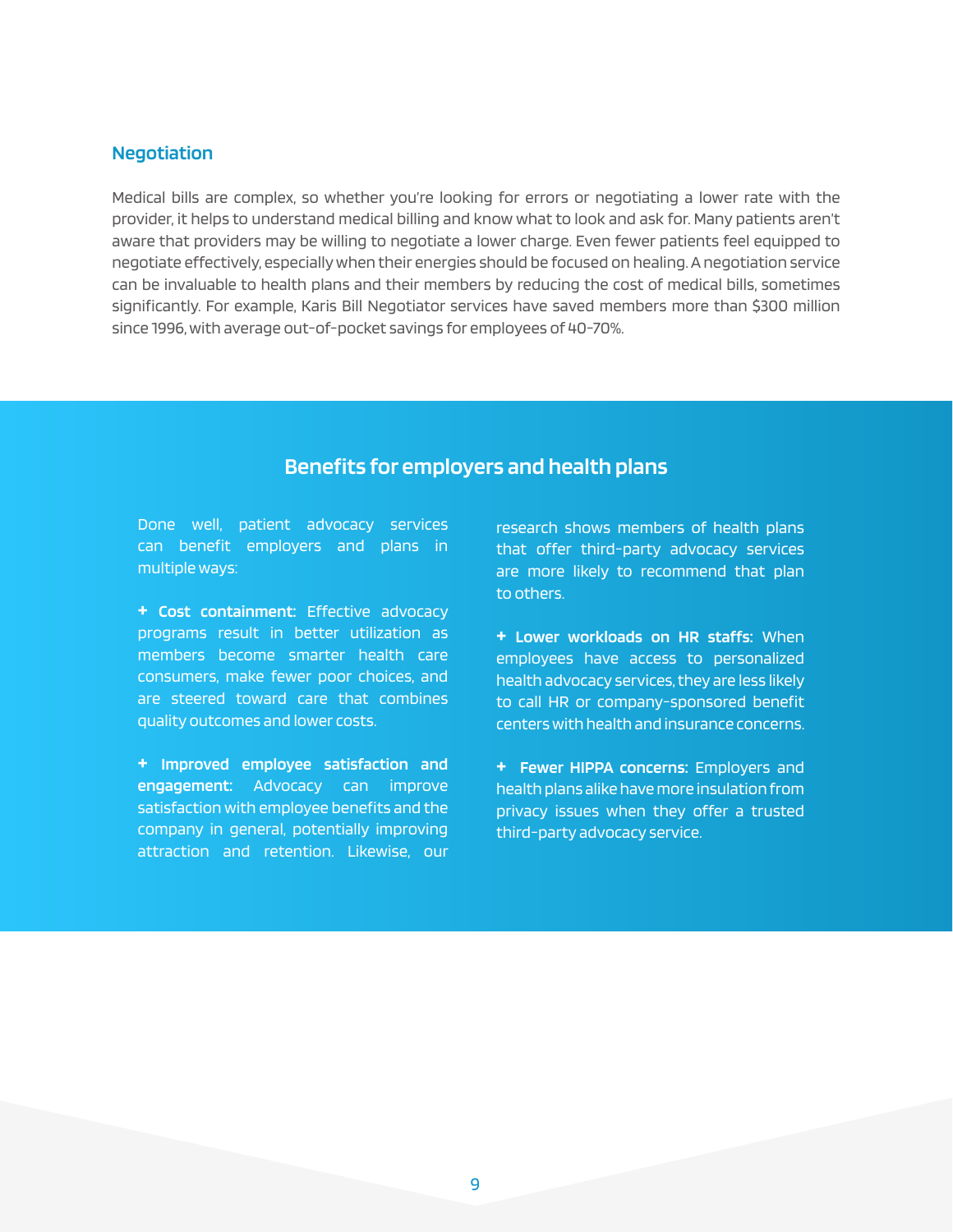### Negotiation

Medical bills are complex, so whether you're looking for errors or negotiating a lower rate with the provider, it helps to understand medical billing and know what to look and ask for. Many patients aren't aware that providers may be willing to negotiate a lower charge. Even fewer patients feel equipped to negotiate effectively, especially when their energies should be focused on healing. A negotiation service can be invaluable to health plans and their members by reducing the cost of medical bills, sometimes significantly. For example, Karis Bill Negotiator services have saved members more than $300 million since 1996, with average out-of-pocket savings for employees of 40-70%.

## Benefits for employers and health plans

Done well, patient advocacy services can benefit employers and plans in multiple ways:

+ **Cost containment:** Effective advocacy programs result in better utilization as members become smarter health care consumers, make fewer poor choices, and are steered toward care that combines quality outcomes and lower costs.

+ **Improved employee satisfaction and engagement:** Advocacy can improve satisfaction with employee benefits and the company in general, potentially improving attraction and retention. Likewise, our research shows members of health plans that offer third-party advocacy services are more likely to recommend that plan to others.

+ **Lower workloads on HR staffs:** When employees have access to personalized health advocacy services, they are less likely to call HR or company-sponsored benefit centers with health and insurance concerns.

+ **Fewer HIPPA concerns:** Employers and health plans alike have more insulation from privacy issues when they offer a trusted third-party advocacy service.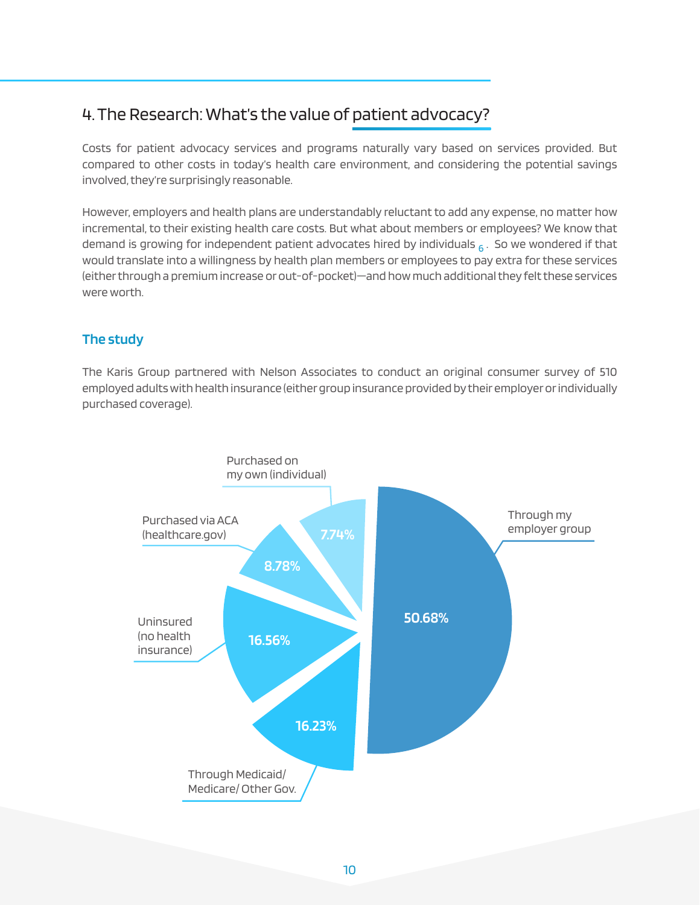## 4. The Research: What's the value of patient advocacy?

Costs for patient advocacy services and programs naturally vary based on services provided. But compared to other costs in today's health care environment, and considering the potential savings involved, they're surprisingly reasonable.

However, employers and health plans are understandably reluctant to add any expense, no matter how incremental, to their existing health care costs. But what about members or employees? We know that demand is growing for independent patient advocates hired by individuals [6]. So we wondered if that would translate into a willingness by health plan members or employees to pay extra for these services (either through a premium increase or out-of-pocket)—and how much additional they felt these services were worth.

### The study

The Karis Group partnered with Nelson Associates to conduct an original consumer survey of 510 employed adults with health insurance (either group insurance provided by their employer or individually purchased coverage).

| Coverage | Percentage |
|---|---|
| Through my employer group | 50.68% |
| Uninsured (no health insurance) | 16.56% |
| Through Medicaid/ Medicare/ Other Gov. | 16.23% |
| Purchased via ACA (healthcare.gov) | 8.78% |
| Purchased on my own (individual) | 7.74% |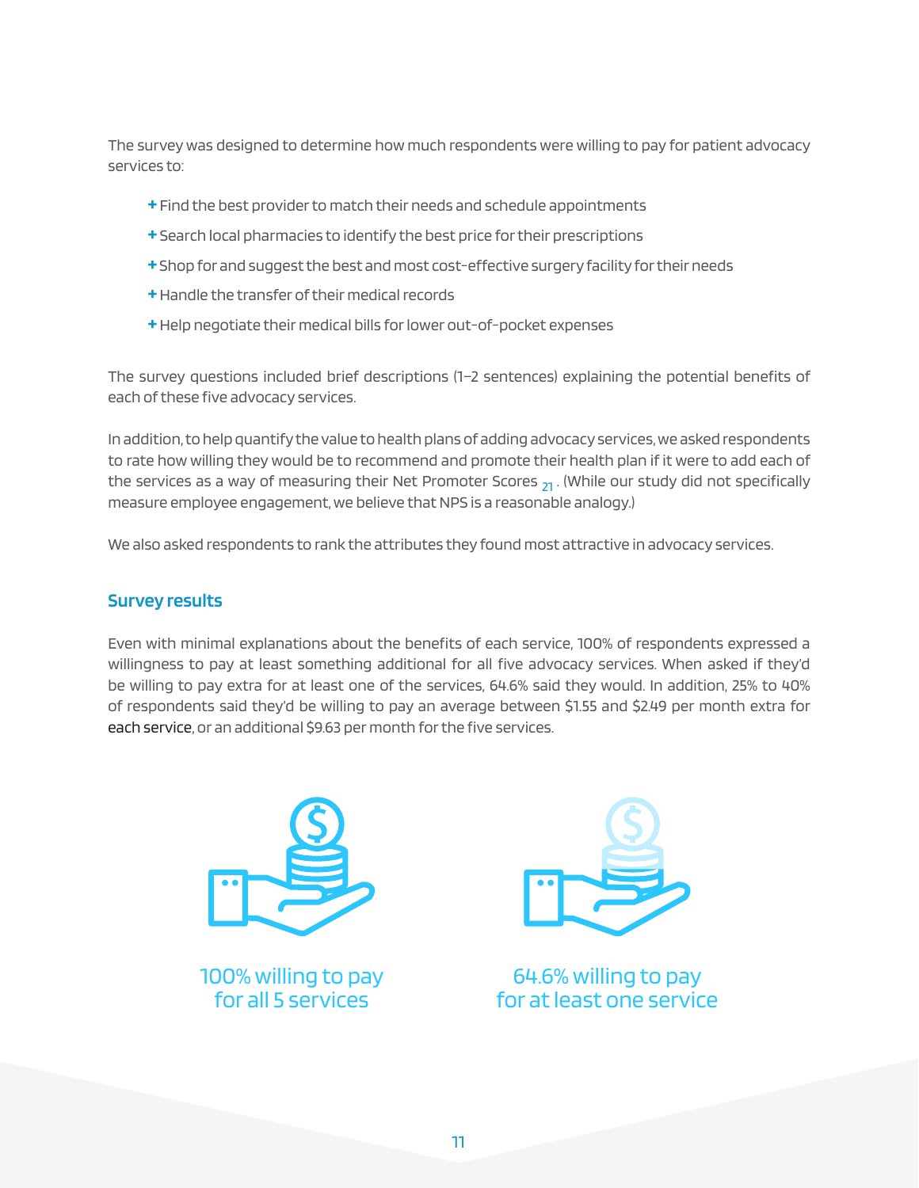The survey was designed to determine how much respondents were willing to pay for patient advocacy services to:

- Find the best provider to match their needs and schedule appointments
- Search local pharmacies to identify the best price for their prescriptions
- Shop for and suggest the best and most cost-effective surgery facility for their needs
- Handle the transfer of their medical records
- Help negotiate their medical bills for lower out-of-pocket expenses

The survey questions included brief descriptions (1–2 sentences) explaining the potential benefits of each of these five advocacy services.

In addition, to help quantify the value to health plans of adding advocacy services, we asked respondents to rate how willing they would be to recommend and promote their health plan if it were to add each of the services as a way of measuring their Net Promoter Scores [21]. (While our study did not specifically measure employee engagement, we believe that NPS is a reasonable analogy.)

We also asked respondents to rank the attributes they found most attractive in advocacy services.

## Survey results

Even with minimal explanations about the benefits of each service, 100% of respondents expressed a willingness to pay at least something additional for all five advocacy services. When asked if they'd be willing to pay extra for at least one of the services, 64.6% said they would. In addition, 25% to 40% of respondents said they'd be willing to pay an average between $1.55 and $2.49 per month extra for each service, or an additional $9.63 per month for the five services.

100% willing to pay for all 5 services

64.6% willing to pay for at least one service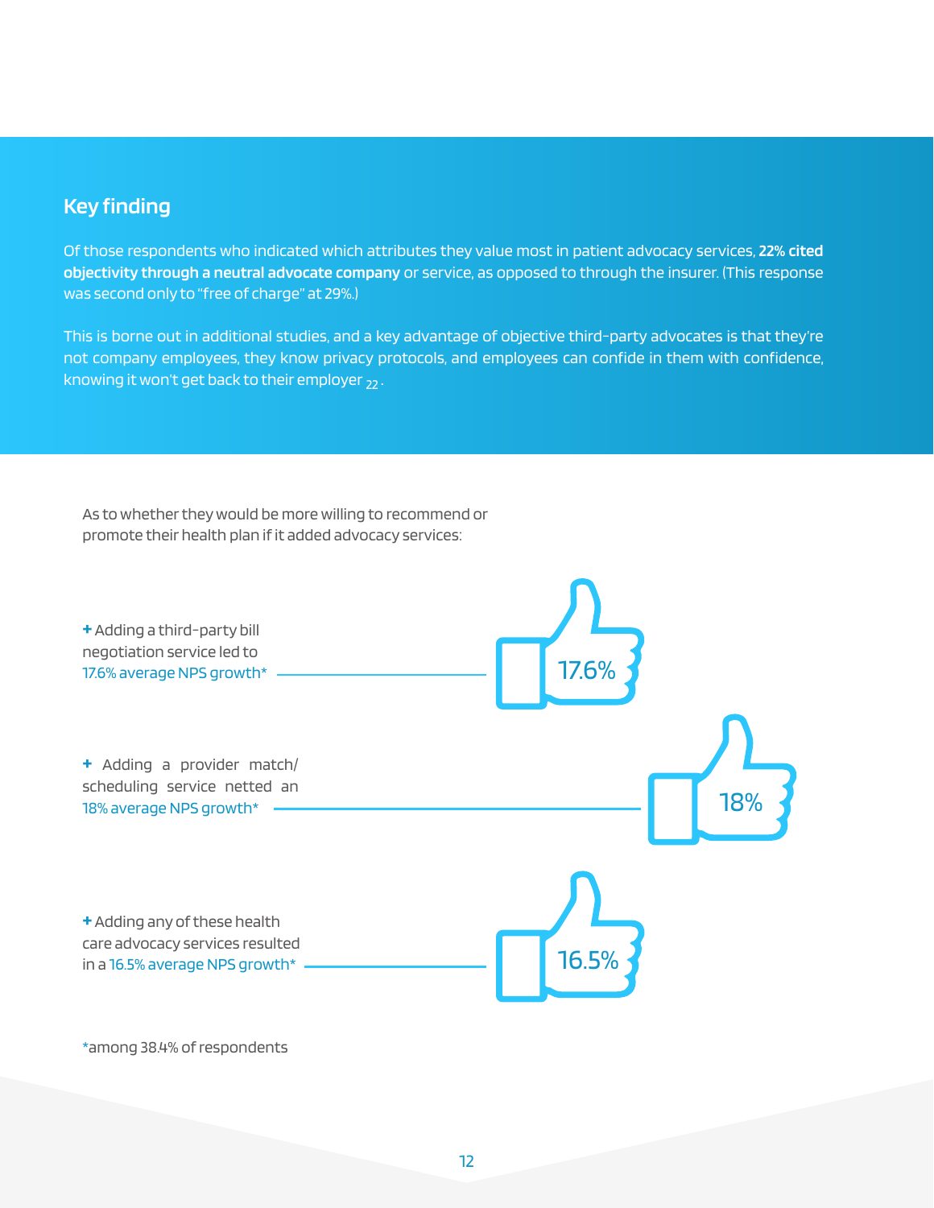## Key finding

Of those respondents who indicated which attributes they value most in patient advocacy services, **22% cited objectivity through a neutral advocate company** or service, as opposed to through the insurer. (This response was second only to "free of charge" at 29%.)

This is borne out in additional studies, and a key advantage of objective third-party advocates is that they're not company employees, they know privacy protocols, and employees can confide in them with confidence, knowing it won't get back to their employer [22].

As to whether they would be more willing to recommend or promote their health plan if it added advocacy services:

+ Adding a third-party bill negotiation service led to 17.6% average NPS growth* — 17.6%

+ Adding a provider match/ scheduling service netted an 18% average NPS growth* — 18%

+ Adding any of these health care advocacy services resulted in a 16.5% average NPS growth* — 16.5%

*among 38.4% of respondents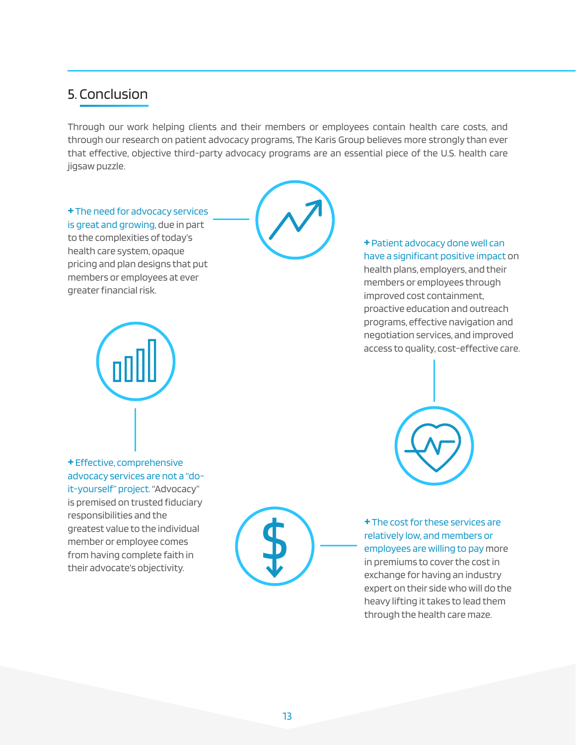## 5. Conclusion

Through our work helping clients and their members or employees contain health care costs, and through our research on patient advocacy programs, The Karis Group believes more strongly than ever that effective, objective third-party advocacy programs are an essential piece of the U.S. health care jigsaw puzzle.

+ The need for advocacy services is great and growing, due in part to the complexities of today's health care system, opaque pricing and plan designs that put members or employees at ever greater financial risk.

+ Patient advocacy done well can have a significant positive impact on health plans, employers, and their members or employees through improved cost containment, proactive education and outreach programs, effective navigation and negotiation services, and improved access to quality, cost-effective care.

+ Effective, comprehensive advocacy services are not a "do-it-yourself" project. "Advocacy" is premised on trusted fiduciary responsibilities and the greatest value to the individual member or employee comes from having complete faith in their advocate's objectivity.

+ The cost for these services are relatively low, and members or employees are willing to pay more in premiums to cover the cost in exchange for having an industry expert on their side who will do the heavy lifting it takes to lead them through the health care maze.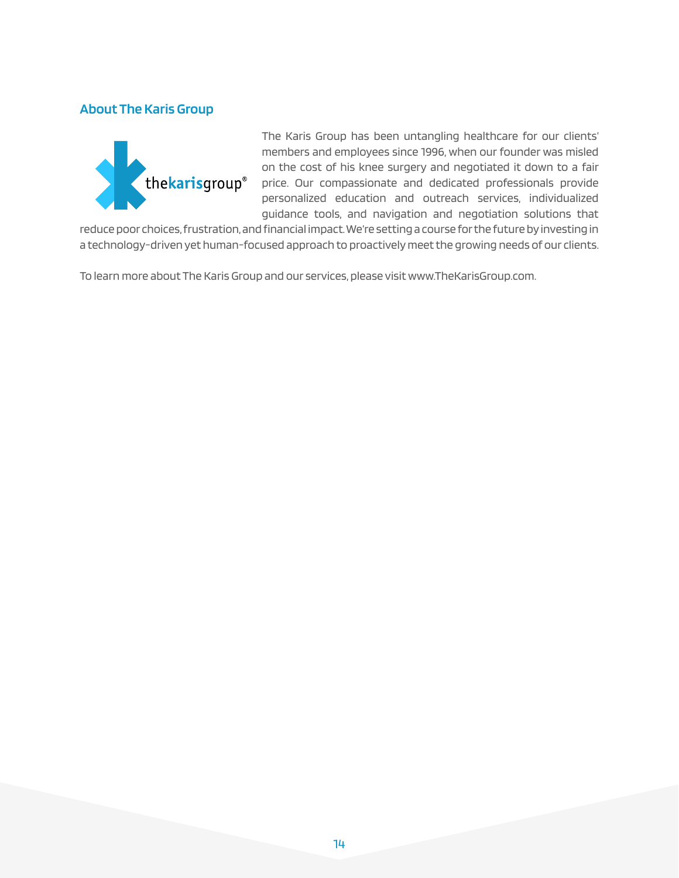## About The Karis Group

The Karis Group has been untangling healthcare for our clients' members and employees since 1996, when our founder was misled on the cost of his knee surgery and negotiated it down to a fair price. Our compassionate and dedicated professionals provide personalized education and outreach services, individualized guidance tools, and navigation and negotiation solutions that reduce poor choices, frustration, and financial impact. We're setting a course for the future by investing in a technology-driven yet human-focused approach to proactively meet the growing needs of our clients.

To learn more about The Karis Group and our services, please visit www.TheKarisGroup.com.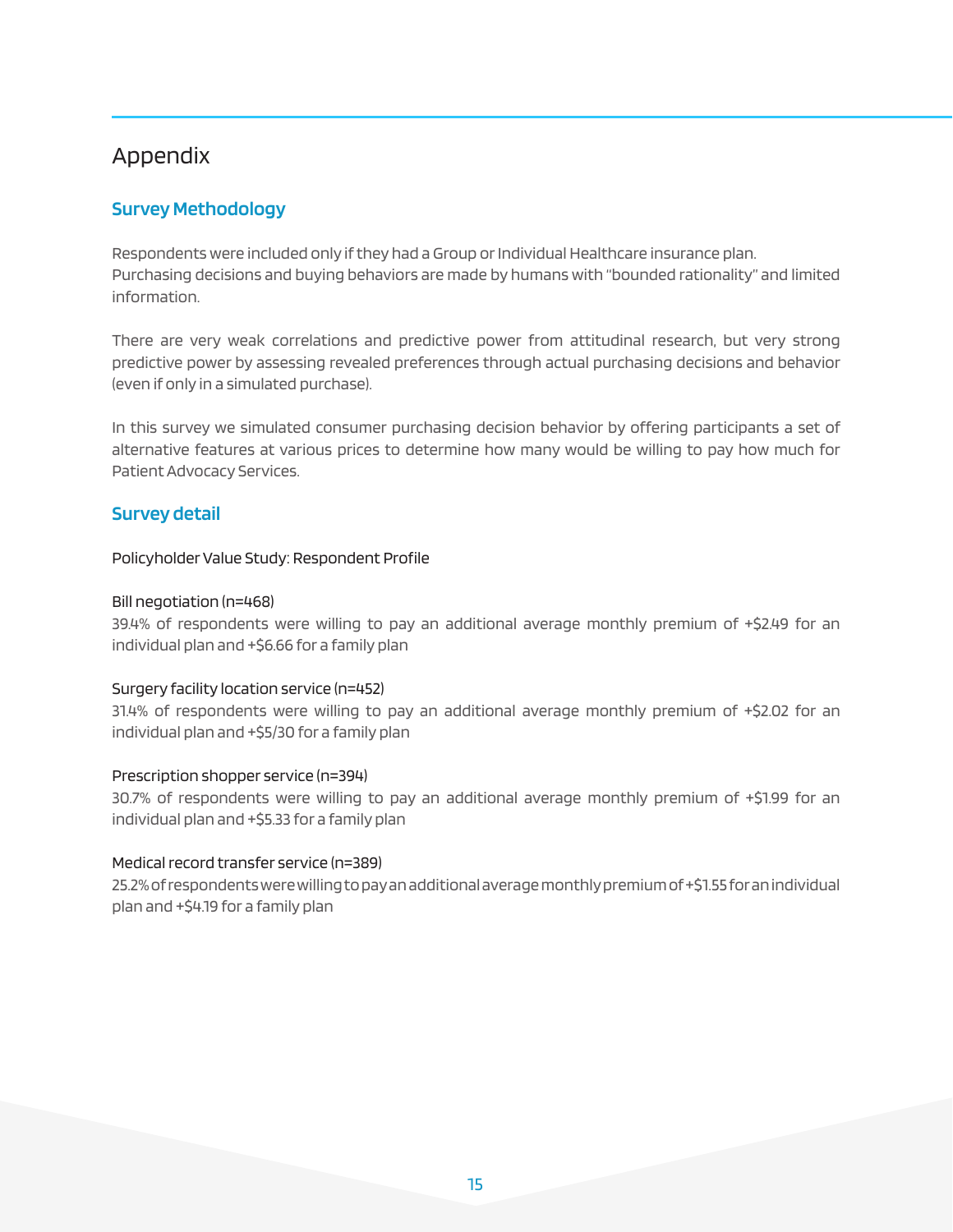# Appendix

## Survey Methodology

Respondents were included only if they had a Group or Individual Healthcare insurance plan.
Purchasing decisions and buying behaviors are made by humans with "bounded rationality" and limited information.

There are very weak correlations and predictive power from attitudinal research, but very strong predictive power by assessing revealed preferences through actual purchasing decisions and behavior (even if only in a simulated purchase).

In this survey we simulated consumer purchasing decision behavior by offering participants a set of alternative features at various prices to determine how many would be willing to pay how much for Patient Advocacy Services.

## Survey detail

Policyholder Value Study: Respondent Profile

Bill negotiation (n=468)
39.4% of respondents were willing to pay an additional average monthly premium of +$2.49 for an individual plan and +$6.66 for a family plan

Surgery facility location service (n=452)
31.4% of respondents were willing to pay an additional average monthly premium of +$2.02 for an individual plan and +$5/30 for a family plan

Prescription shopper service (n=394)
30.7% of respondents were willing to pay an additional average monthly premium of +$1.99 for an individual plan and +$5.33 for a family plan

Medical record transfer service (n=389)
25.2% of respondents were willing to pay an additional average monthly premium of +$1.55 for an individual plan and +$4.19 for a family plan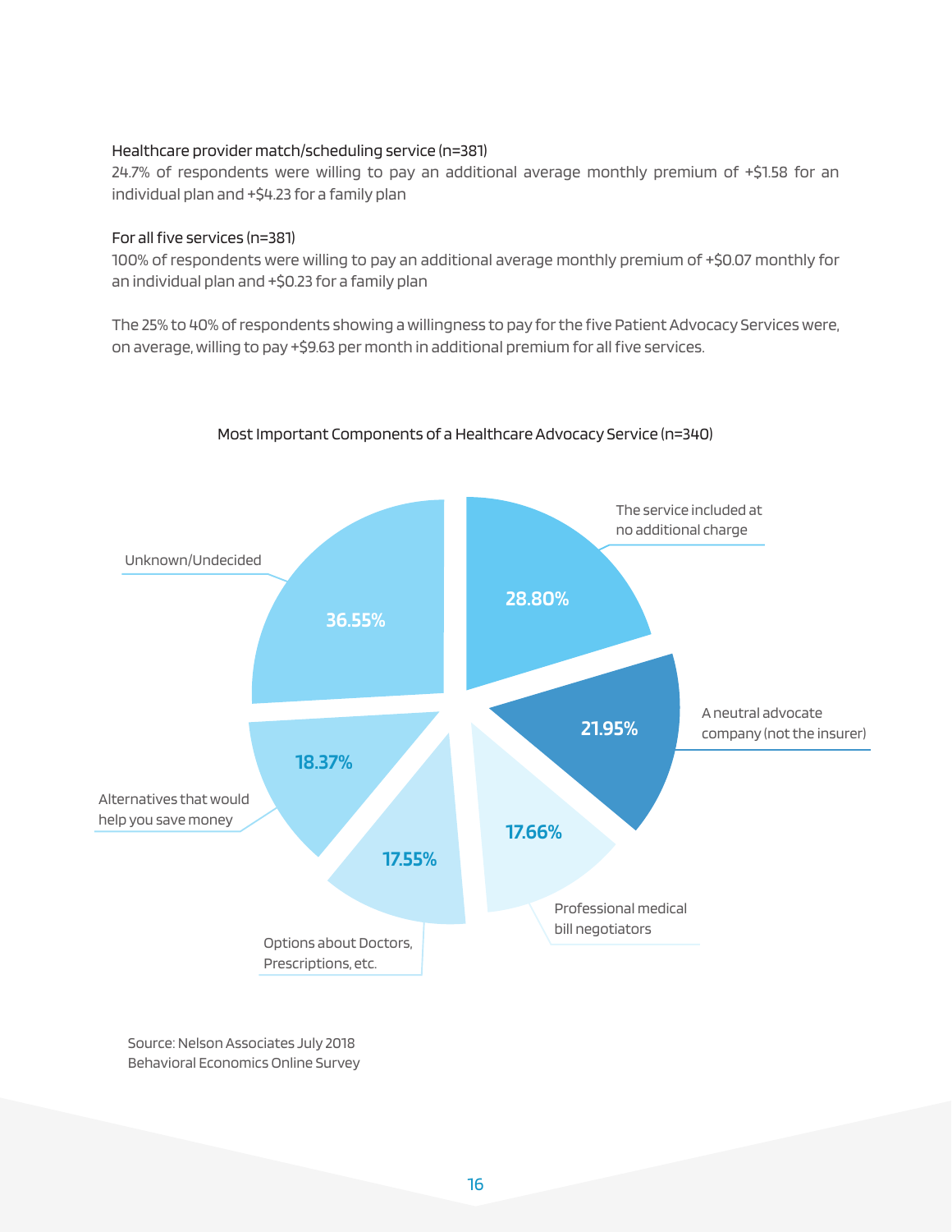Healthcare provider match/scheduling service (n=381)

24.7% of respondents were willing to pay an additional average monthly premium of +$1.58 for an individual plan and +$4.23 for a family plan

For all five services (n=381)

100% of respondents were willing to pay an additional average monthly premium of +$0.07 monthly for an individual plan and +$0.23 for a family plan

The 25% to 40% of respondents showing a willingness to pay for the five Patient Advocacy Services were, on average, willing to pay +$9.63 per month in additional premium for all five services.

Most Important Components of a Healthcare Advocacy Service (n=340)

| Component | Percentage |
| --- | --- |
| Unknown/Undecided | 36.55% |
| The service included at no additional charge | 28.80% |
| A neutral advocate company (not the insurer) | 21.95% |
| Alternatives that would help you save money | 18.37% |
| Professional medical bill negotiators | 17.66% |
| Options about Doctors, Prescriptions, etc. | 17.55% |

Source: Nelson Associates July 2018 Behavioral Economics Online Survey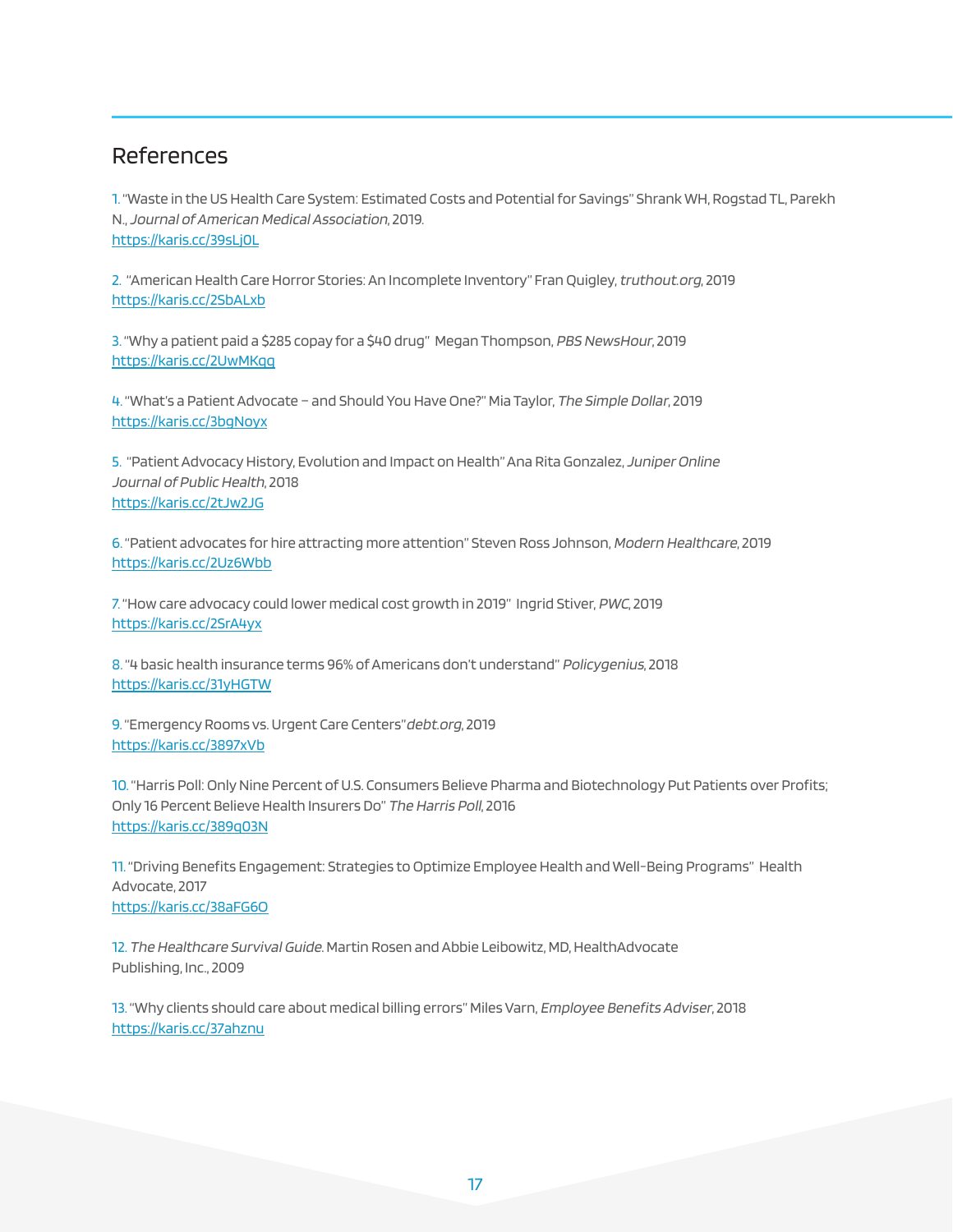## References

1. "Waste in the US Health Care System: Estimated Costs and Potential for Savings" Shrank WH, Rogstad TL, Parekh N., *Journal of American Medical Association*, 2019.
https://karis.cc/39sLj0L

2. "American Health Care Horror Stories: An Incomplete Inventory" Fran Quigley, *truthout.org*, 2019
https://karis.cc/2SbALxb

3. "Why a patient paid a $285 copay for a $40 drug" Megan Thompson, *PBS NewsHour*, 2019
https://karis.cc/2UwMKqq

4. "What's a Patient Advocate – and Should You Have One?" Mia Taylor, *The Simple Dollar*, 2019
https://karis.cc/3bgNoyx

5. "Patient Advocacy History, Evolution and Impact on Health" Ana Rita Gonzalez, *Juniper Online Journal of Public Health*, 2018
https://karis.cc/2tJw2JG

6. "Patient advocates for hire attracting more attention" Steven Ross Johnson, *Modern Healthcare*, 2019
https://karis.cc/2Uz6Wbb

7. "How care advocacy could lower medical cost growth in 2019" Ingrid Stiver, *PWC*, 2019
https://karis.cc/2SrA4yx

8. "4 basic health insurance terms 96% of Americans don't understand" *Policygenius*, 2018
https://karis.cc/31yHGTW

9. "Emergency Rooms vs. Urgent Care Centers" *debt.org*, 2019
https://karis.cc/3897xVb

10. "Harris Poll: Only Nine Percent of U.S. Consumers Believe Pharma and Biotechnology Put Patients over Profits; Only 16 Percent Believe Health Insurers Do" *The Harris Poll*, 2016
https://karis.cc/389q03N

11. "Driving Benefits Engagement: Strategies to Optimize Employee Health and Well-Being Programs" Health Advocate, 2017
https://karis.cc/38aFG6O

12. *The Healthcare Survival Guide*. Martin Rosen and Abbie Leibowitz, MD, HealthAdvocate Publishing, Inc., 2009

13. "Why clients should care about medical billing errors" Miles Varn, *Employee Benefits Adviser*, 2018
https://karis.cc/37ahznu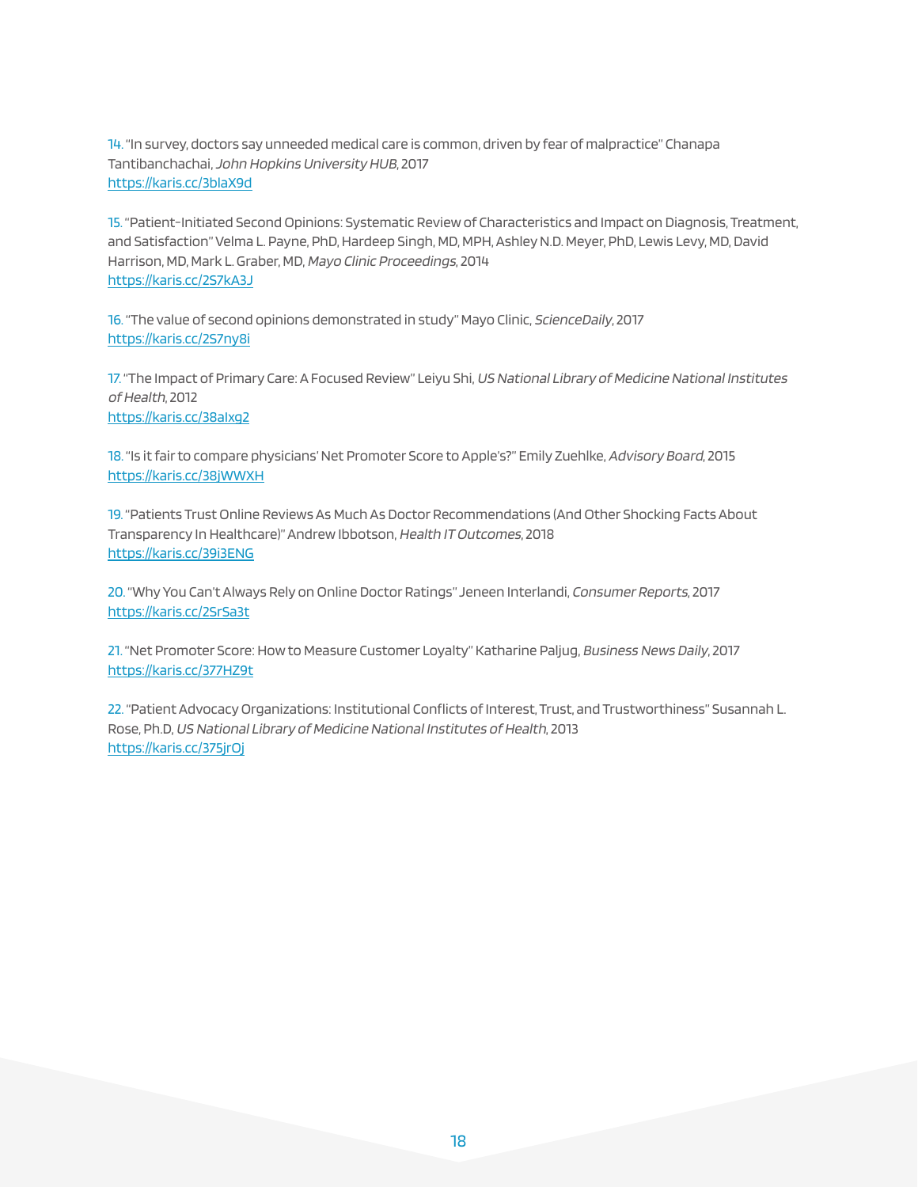14. "In survey, doctors say unneeded medical care is common, driven by fear of malpractice" Chanapa Tantibanchachai, *John Hopkins University HUB*, 2017
https://karis.cc/3blaX9d

15. "Patient-Initiated Second Opinions: Systematic Review of Characteristics and Impact on Diagnosis, Treatment, and Satisfaction" Velma L. Payne, PhD, Hardeep Singh, MD, MPH, Ashley N.D. Meyer, PhD, Lewis Levy, MD, David Harrison, MD, Mark L. Graber, MD, *Mayo Clinic Proceedings*, 2014
https://karis.cc/2S7kA3J

16. "The value of second opinions demonstrated in study" Mayo Clinic, *ScienceDaily*, 2017
https://karis.cc/2S7ny8i

17. "The Impact of Primary Care: A Focused Review" Leiyu Shi, *US National Library of Medicine National Institutes of Health*, 2012
https://karis.cc/38aIxg2

18. "Is it fair to compare physicians' Net Promoter Score to Apple's?" Emily Zuehlke, *Advisory Board*, 2015
https://karis.cc/38jWWXH

19. "Patients Trust Online Reviews As Much As Doctor Recommendations (And Other Shocking Facts About Transparency In Healthcare)" Andrew Ibbotson, *Health IT Outcomes*, 2018
https://karis.cc/39i3ENG

20. "Why You Can't Always Rely on Online Doctor Ratings" Jeneen Interlandi, *Consumer Reports*, 2017
https://karis.cc/2SrSa3t

21. "Net Promoter Score: How to Measure Customer Loyalty" Katharine Paljug, *Business News Daily*, 2017
https://karis.cc/377HZ9t

22. "Patient Advocacy Organizations: Institutional Conflicts of Interest, Trust, and Trustworthiness" Susannah L. Rose, Ph.D, *US National Library of Medicine National Institutes of Health*, 2013
https://karis.cc/375jrOj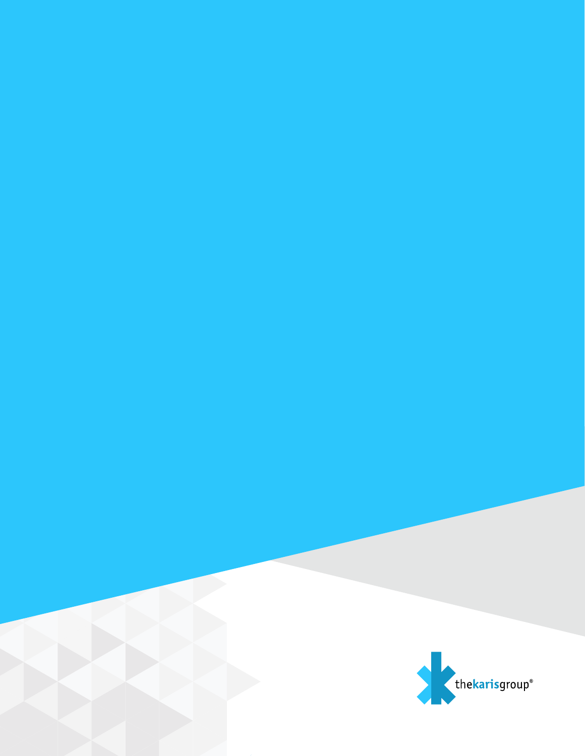thekarisgroup®